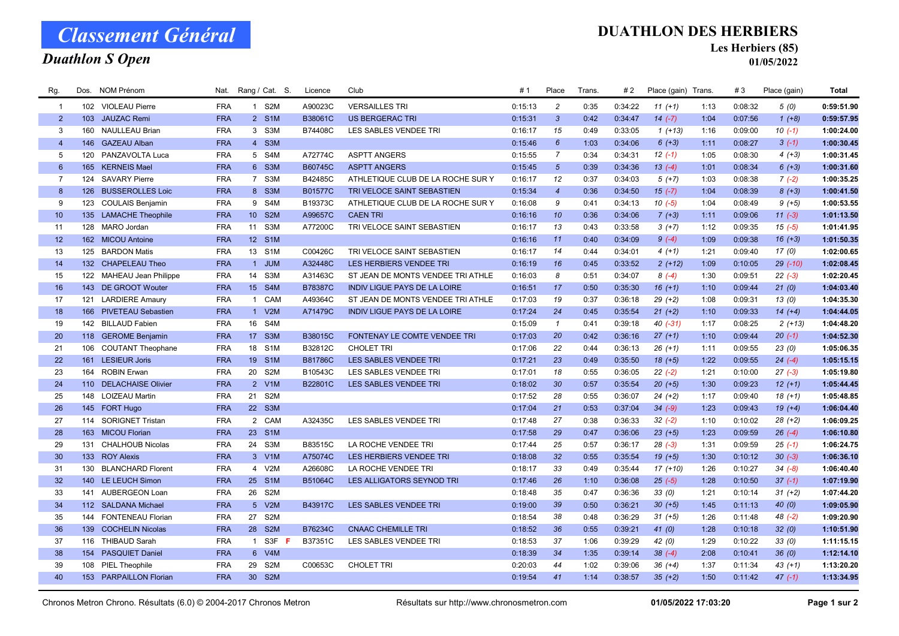# Classement Général

## Duathlon S Open

## DUATHLON DES HERBIERS

### Les Herbiers (85)

### 01/05/2022

| Rg. | Dos. | NOM Prénom | Nat. | Rang / Cat. | S. | Licence | Club | # 1 | Place | Trans. | # 2 | Place (gain) | Trans. | # 3 | Place (gain) | Total |
|---|---|---|---|---|---|---|---|---|---|---|---|---|---|---|---|---|
| 1 | 102 | VIOLEAU Pierre | FRA | 1 S2M | | A90023C | VERSAILLES TRI | 0:15:13 | 2 | 0:35 | 0:34:22 | 11 (+1) | 1:13 | 0:08:32 | 5 (0) | 0:59:51.90 |
| 2 | 103 | JAUZAC Remi | FRA | 2 S1M | | B38061C | US BERGERAC TRI | 0:15:31 | 3 | 0:42 | 0:34:47 | 14 (-7) | 1:04 | 0:07:56 | 1 (+8) | 0:59:57.95 |
| 3 | 160 | NAULLEAU Brian | FRA | 3 S3M | | B74408C | LES SABLES VENDEE TRI | 0:16:17 | 15 | 0:49 | 0:33:05 | 1 (+13) | 1:16 | 0:09:00 | 10 (-1) | 1:00:24.00 |
| 4 | 146 | GAZEAU Alban | FRA | 4 S3M | | | | 0:15:46 | 6 | 1:03 | 0:34:06 | 6 (+3) | 1:11 | 0:08:27 | 3 (-1) | 1:00:30.45 |
| 5 | 120 | PANZAVOLTA Luca | FRA | 5 S4M | | A72774C | ASPTT ANGERS | 0:15:55 | 7 | 0:34 | 0:34:31 | 12 (-1) | 1:05 | 0:08:30 | 4 (+3) | 1:00:31.45 |
| 6 | 165 | KERNEIS Mael | FRA | 6 S3M | | B60745C | ASPTT ANGERS | 0:15:45 | 5 | 0:39 | 0:34:36 | 13 (-4) | 1:01 | 0:08:34 | 6 (+3) | 1:00:31.60 |
| 7 | 124 | SAVARY Pierre | FRA | 7 S3M | | B42485C | ATHLETIQUE CLUB DE LA ROCHE SUR Y | 0:16:17 | 12 | 0:37 | 0:34:03 | 5 (+7) | 1:03 | 0:08:38 | 7 (-2) | 1:00:35.25 |
| 8 | 126 | BUSSEROLLES Loic | FRA | 8 S3M | | B01577C | TRI VELOCE SAINT SEBASTIEN | 0:15:34 | 4 | 0:36 | 0:34:50 | 15 (-7) | 1:04 | 0:08:39 | 8 (+3) | 1:00:41.50 |
| 9 | 123 | COULAIS Benjamin | FRA | 9 S4M | | B19373C | ATHLETIQUE CLUB DE LA ROCHE SUR Y | 0:16:08 | 9 | 0:41 | 0:34:13 | 10 (-5) | 1:04 | 0:08:49 | 9 (+5) | 1:00:53.55 |
| 10 | 135 | LAMACHE Theophile | FRA | 10 S2M | | A99657C | CAEN TRI | 0:16:16 | 10 | 0:36 | 0:34:06 | 7 (+3) | 1:11 | 0:09:06 | 11 (-3) | 1:01:13.50 |
| 11 | 128 | MARO Jordan | FRA | 11 S3M | | A77200C | TRI VELOCE SAINT SEBASTIEN | 0:16:17 | 13 | 0:43 | 0:33:58 | 3 (+7) | 1:12 | 0:09:35 | 15 (-5) | 1:01:41.95 |
| 12 | 162 | MICOU Antoine | FRA | 12 S1M | | | | 0:16:16 | 11 | 0:40 | 0:34:09 | 9 (-4) | 1:09 | 0:09:38 | 16 (+3) | 1:01:50.35 |
| 13 | 125 | BARDON Matis | FRA | 13 S1M | | C00426C | TRI VELOCE SAINT SEBASTIEN | 0:16:17 | 14 | 0:44 | 0:34:01 | 4 (+1) | 1:21 | 0:09:40 | 17 (0) | 1:02:00.65 |
| 14 | 132 | CHAPELEAU Theo | FRA | 1 JUM | | A32448C | LES HERBIERS VENDEE TRI | 0:16:19 | 16 | 0:45 | 0:33:52 | 2 (+12) | 1:09 | 0:10:05 | 29 (-10) | 1:02:08.45 |
| 15 | 122 | MAHEAU Jean Philippe | FRA | 14 S3M | | A31463C | ST JEAN DE MONTS VENDEE TRI ATHLE | 0:16:03 | 8 | 0:51 | 0:34:07 | 8 (-4) | 1:30 | 0:09:51 | 22 (-3) | 1:02:20.45 |
| 16 | 143 | DE GROOT Wouter | FRA | 15 S4M | | B78387C | INDIV LIGUE PAYS DE LA LOIRE | 0:16:51 | 17 | 0:50 | 0:35:30 | 16 (+1) | 1:10 | 0:09:44 | 21 (0) | 1:04:03.40 |
| 17 | 121 | LARDIERE Amaury | FRA | 1 CAM | | A49364C | ST JEAN DE MONTS VENDEE TRI ATHLE | 0:17:03 | 19 | 0:37 | 0:36:18 | 29 (+2) | 1:08 | 0:09:31 | 13 (0) | 1:04:35.30 |
| 18 | 166 | PIVETEAU Sebastien | FRA | 1 V2M | | A71479C | INDIV LIGUE PAYS DE LA LOIRE | 0:17:24 | 24 | 0:45 | 0:35:54 | 21 (+2) | 1:10 | 0:09:33 | 14 (+4) | 1:04:44.05 |
| 19 | 142 | BILLAUD Fabien | FRA | 16 S4M | | | | 0:15:09 | 1 | 0:41 | 0:39:18 | 40 (-31) | 1:17 | 0:08:25 | 2 (+13) | 1:04:48.20 |
| 20 | 118 | GEROME Benjamin | FRA | 17 S3M | | B38015C | FONTENAY LE COMTE VENDEE TRI | 0:17:03 | 20 | 0:42 | 0:36:16 | 27 (+1) | 1:10 | 0:09:44 | 20 (-1) | 1:04:52.30 |
| 21 | 106 | COUTANT Theophane | FRA | 18 S1M | | B32812C | CHOLET TRI | 0:17:06 | 22 | 0:44 | 0:36:13 | 26 (+1) | 1:11 | 0:09:55 | 23 (0) | 1:05:06.35 |
| 22 | 161 | LESIEUR Joris | FRA | 19 S1M | | B81786C | LES SABLES VENDEE TRI | 0:17:21 | 23 | 0:49 | 0:35:50 | 18 (+5) | 1:22 | 0:09:55 | 24 (-4) | 1:05:15.15 |
| 23 | 164 | ROBIN Erwan | FRA | 20 S2M | | B10543C | LES SABLES VENDEE TRI | 0:17:01 | 18 | 0:55 | 0:36:05 | 22 (-2) | 1:21 | 0:10:00 | 27 (-3) | 1:05:19.80 |
| 24 | 110 | DELACHAISE Olivier | FRA | 2 V1M | | B22801C | LES SABLES VENDEE TRI | 0:18:02 | 30 | 0:57 | 0:35:54 | 20 (+5) | 1:30 | 0:09:23 | 12 (+1) | 1:05:44.45 |
| 25 | 148 | LOIZEAU Martin | FRA | 21 S2M | | | | 0:17:52 | 28 | 0:55 | 0:36:07 | 24 (+2) | 1:17 | 0:09:40 | 18 (+1) | 1:05:48.85 |
| 26 | 145 | FORT Hugo | FRA | 22 S3M | | | | 0:17:04 | 21 | 0:53 | 0:37:04 | 34 (-9) | 1:23 | 0:09:43 | 19 (+4) | 1:06:04.40 |
| 27 | 114 | SORIGNET Tristan | FRA | 2 CAM | | A32435C | LES SABLES VENDEE TRI | 0:17:48 | 27 | 0:38 | 0:36:33 | 32 (-2) | 1:10 | 0:10:02 | 28 (+2) | 1:06:09.25 |
| 28 | 163 | MICOU Florian | FRA | 23 S1M | | | | 0:17:58 | 29 | 0:47 | 0:36:06 | 23 (+5) | 1:23 | 0:09:59 | 26 (-4) | 1:06:10.80 |
| 29 | 131 | CHALHOUB Nicolas | FRA | 24 S3M | | B83515C | LA ROCHE VENDEE TRI | 0:17:44 | 25 | 0:57 | 0:36:17 | 28 (-3) | 1:31 | 0:09:59 | 25 (-1) | 1:06:24.75 |
| 30 | 133 | ROY Alexis | FRA | 3 V1M | | A75074C | LES HERBIERS VENDEE TRI | 0:18:08 | 32 | 0:55 | 0:35:54 | 19 (+5) | 1:30 | 0:10:12 | 30 (-3) | 1:06:36.10 |
| 31 | 130 | BLANCHARD Florent | FRA | 4 V2M | | A26608C | LA ROCHE VENDEE TRI | 0:18:17 | 33 | 0:49 | 0:35:44 | 17 (+10) | 1:26 | 0:10:27 | 34 (-8) | 1:06:40.40 |
| 32 | 140 | LE LEUCH Simon | FRA | 25 S1M | | B51064C | LES ALLIGATORS SEYNOD TRI | 0:17:46 | 26 | 1:10 | 0:36:08 | 25 (-5) | 1:28 | 0:10:50 | 37 (-1) | 1:07:19.90 |
| 33 | 141 | AUBERGEON Loan | FRA | 26 S2M | | | | 0:18:48 | 35 | 0:47 | 0:36:36 | 33 (0) | 1:21 | 0:10:14 | 31 (+2) | 1:07:44.20 |
| 34 | 112 | SALDANA Michael | FRA | 5 V2M | | B43917C | LES SABLES VENDEE TRI | 0:19:00 | 39 | 0:50 | 0:36:21 | 30 (+5) | 1:45 | 0:11:13 | 40 (0) | 1:09:05.90 |
| 35 | 144 | FONTENEAU Florian | FRA | 27 S2M | | | | 0:18:54 | 38 | 0:48 | 0:36:29 | 31 (+5) | 1:26 | 0:11:48 | 48 (-2) | 1:09:20.90 |
| 36 | 139 | COCHELIN Nicolas | FRA | 28 S2M | | B76234C | CNAAC CHEMILLE TRI | 0:18:52 | 36 | 0:55 | 0:39:21 | 41 (0) | 1:28 | 0:10:18 | 32 (0) | 1:10:51.90 |
| 37 | 116 | THIBAUD Sarah | FRA | 1 S3F | F | B37351C | LES SABLES VENDEE TRI | 0:18:53 | 37 | 1:06 | 0:39:29 | 42 (0) | 1:29 | 0:10:22 | 33 (0) | 1:11:15.15 |
| 38 | 154 | PASQUIET Daniel | FRA | 6 V4M | | | | 0:18:39 | 34 | 1:35 | 0:39:14 | 38 (-4) | 2:08 | 0:10:41 | 36 (0) | 1:12:14.10 |
| 39 | 108 | PIEL Theophile | FRA | 29 S2M | | C00653C | CHOLET TRI | 0:20:03 | 44 | 1:02 | 0:39:06 | 36 (+4) | 1:37 | 0:11:34 | 43 (+1) | 1:13:20.20 |
| 40 | 153 | PARPAILLON Florian | FRA | 30 S2M | | | | 0:19:54 | 41 | 1:14 | 0:38:57 | 35 (+2) | 1:50 | 0:11:42 | 47 (-1) | 1:13:34.95 |

Chronos Metron Chrono. Résultats (6.0) © 2004-2017 Chronos Metron — Résultats sur http://www.chronosmetron.com — 01/05/2022 17:03:20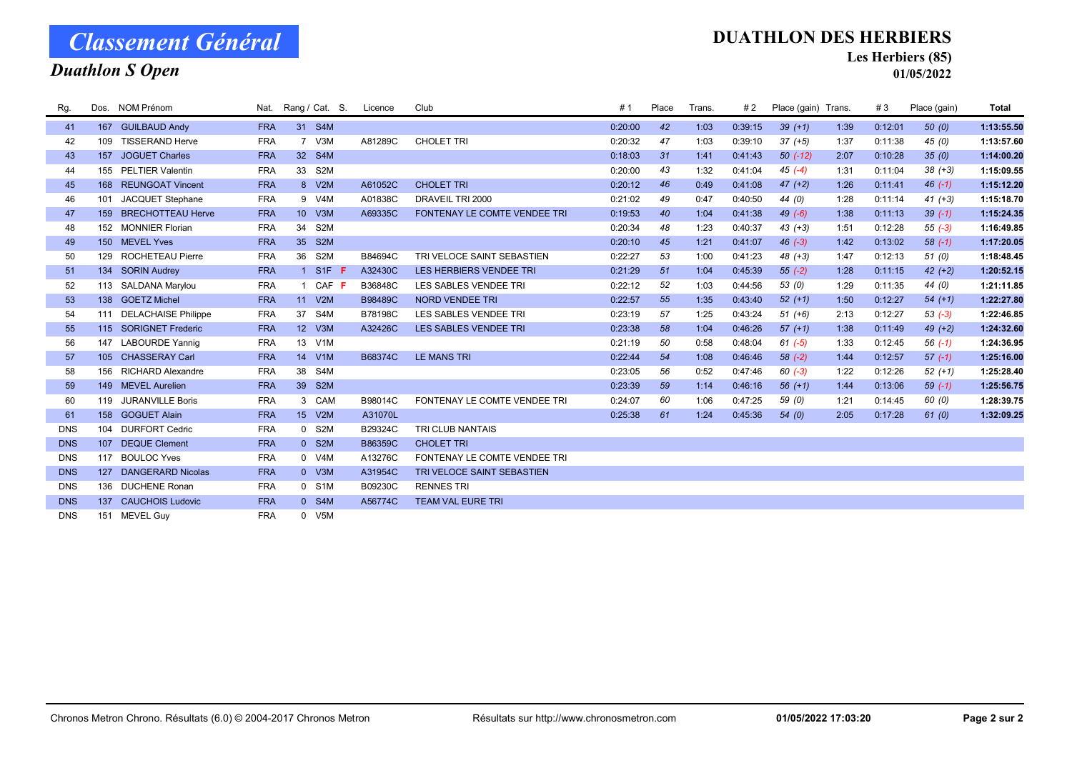# Classement Général

## Duathlon S Open

# DUATHLON DES HERBIERS

**Les Herbiers (85)**

**01/05/2022**

| Rg. | Dos. | NOM Prénom | Nat. | Rang / Cat. | S. | Licence | Club | # 1 | Place | Trans. | # 2 | Place (gain) | Trans. | # 3 | Place (gain) | Total |
|---|---|---|---|---|---|---|---|---|---|---|---|---|---|---|---|---|
| 41 | 167 | GUILBAUD Andy | FRA | 31 S4M | | | | 0:20:00 | 42 | 1:03 | 0:39:15 | 39 (+1) | 1:39 | 0:12:01 | 50 (0) | 1:13:55.50 |
| 42 | 109 | TISSERAND Herve | FRA | 7 V3M | | A81289C | CHOLET TRI | 0:20:32 | 47 | 1:03 | 0:39:10 | 37 (+5) | 1:37 | 0:11:38 | 45 (0) | 1:13:57.60 |
| 43 | 157 | JOUGUET Charles | FRA | 32 S4M | | | | 0:18:03 | 31 | 1:41 | 0:41:43 | 50 (-12) | 2:07 | 0:10:28 | 35 (0) | 1:14:00.20 |
| 44 | 155 | PELTIER Valentin | FRA | 33 S2M | | | | 0:20:00 | 43 | 1:32 | 0:41:04 | 45 (-4) | 1:31 | 0:11:04 | 38 (+3) | 1:15:09.55 |
| 45 | 168 | REUNGOAT Vincent | FRA | 8 V2M | | A61052C | CHOLET TRI | 0:20:12 | 46 | 0:49 | 0:41:08 | 47 (+2) | 1:26 | 0:11:41 | 46 (-1) | 1:15:12.20 |
| 46 | 101 | JACQUET Stephane | FRA | 9 V4M | | A01838C | DRAVEIL TRI 2000 | 0:21:02 | 49 | 0:47 | 0:40:50 | 44 (0) | 1:28 | 0:11:14 | 41 (+3) | 1:15:18.70 |
| 47 | 159 | BRECHOTTEAU Herve | FRA | 10 V3M | | A69335C | FONTENAY LE COMTE VENDEE TRI | 0:19:53 | 40 | 1:04 | 0:41:38 | 49 (-6) | 1:38 | 0:11:13 | 39 (-1) | 1:15:24.35 |
| 48 | 152 | MONNIER Florian | FRA | 34 S2M | | | | 0:20:34 | 48 | 1:23 | 0:40:37 | 43 (+3) | 1:51 | 0:12:28 | 55 (-3) | 1:16:49.85 |
| 49 | 150 | MEVEL Yves | FRA | 35 S2M | | | | 0:20:10 | 45 | 1:21 | 0:41:07 | 46 (-3) | 1:42 | 0:13:02 | 58 (-1) | 1:17:20.05 |
| 50 | 129 | ROCHETEAU Pierre | FRA | 36 S2M | | B84694C | TRI VELOCE SAINT SEBASTIEN | 0:22:27 | 53 | 1:00 | 0:41:23 | 48 (+3) | 1:47 | 0:12:13 | 51 (0) | 1:18:48.45 |
| 51 | 134 | SORIN Audrey | FRA | 1 S1F | F | A32430C | LES HERBIERS VENDEE TRI | 0:21:29 | 51 | 1:04 | 0:45:39 | 55 (-2) | 1:28 | 0:11:15 | 42 (+2) | 1:20:52.15 |
| 52 | 113 | SALDANA Marylou | FRA | 1 CAF | F | B36848C | LES SABLES VENDEE TRI | 0:22:12 | 52 | 1:03 | 0:44:56 | 53 (0) | 1:29 | 0:11:35 | 44 (0) | 1:21:11.85 |
| 53 | 138 | GOETZ Michel | FRA | 11 V2M | | B98489C | NORD VENDEE TRI | 0:22:57 | 55 | 1:35 | 0:43:40 | 52 (+1) | 1:50 | 0:12:27 | 54 (+1) | 1:22:27.80 |
| 54 | 111 | DELACHAISE Philippe | FRA | 37 S4M | | B78198C | LES SABLES VENDEE TRI | 0:23:19 | 57 | 1:25 | 0:43:24 | 51 (+6) | 2:13 | 0:12:27 | 53 (-3) | 1:22:46.85 |
| 55 | 115 | SORIGNET Frederic | FRA | 12 V3M | | A32426C | LES SABLES VENDEE TRI | 0:23:38 | 58 | 1:04 | 0:46:26 | 57 (+1) | 1:38 | 0:11:49 | 49 (+2) | 1:24:32.60 |
| 56 | 147 | LABOURDE Yannig | FRA | 13 V1M | | | | 0:21:19 | 50 | 0:58 | 0:48:04 | 61 (-5) | 1:33 | 0:12:45 | 56 (-1) | 1:24:36.95 |
| 57 | 105 | CHASSERAY Carl | FRA | 14 V1M | | B68374C | LE MANS TRI | 0:22:44 | 54 | 1:08 | 0:46:46 | 58 (-2) | 1:44 | 0:12:57 | 57 (-1) | 1:25:16.00 |
| 58 | 156 | RICHARD Alexandre | FRA | 38 S4M | | | | 0:23:05 | 56 | 0:52 | 0:47:46 | 60 (-3) | 1:22 | 0:12:26 | 52 (+1) | 1:25:28.40 |
| 59 | 149 | MEVEL Aurelien | FRA | 39 S2M | | | | 0:23:39 | 59 | 1:14 | 0:46:16 | 56 (+1) | 1:44 | 0:13:06 | 59 (-1) | 1:25:56.75 |
| 60 | 119 | JURANVILLE Boris | FRA | 3 CAM | | B98014C | FONTENAY LE COMTE VENDEE TRI | 0:24:07 | 60 | 1:06 | 0:47:25 | 59 (0) | 1:21 | 0:14:45 | 60 (0) | 1:28:39.75 |
| 61 | 158 | GOGUET Alain | FRA | 15 V2M | | A31070L | | 0:25:38 | 61 | 1:24 | 0:45:36 | 54 (0) | 2:05 | 0:17:28 | 61 (0) | 1:32:09.25 |
| DNS | 104 | DURFORT Cedric | FRA | 0 S2M | | B29324C | TRI CLUB NANTAIS | | | | | | | | | |
| DNS | 107 | DEQUE Clement | FRA | 0 S2M | | B86359C | CHOLET TRI | | | | | | | | | |
| DNS | 117 | BOULOC Yves | FRA | 0 V4M | | A13276C | FONTENAY LE COMTE VENDEE TRI | | | | | | | | | |
| DNS | 127 | DANGERARD Nicolas | FRA | 0 V3M | | A31954C | TRI VELOCE SAINT SEBASTIEN | | | | | | | | | |
| DNS | 136 | DUCHENE Ronan | FRA | 0 S1M | | B09230C | RENNES TRI | | | | | | | | | |
| DNS | 137 | CAUCHOIS Ludovic | FRA | 0 S4M | | A56774C | TEAM VAL EURE TRI | | | | | | | | | |
| DNS | 151 | MEVEL Guy | FRA | 0 V5M | | | | | | | | | | | | |

Chronos Metron Chrono. Résultats (6.0) © 2004-2017 Chronos Metron — Résultats sur http://www.chronosmetron.com — 01/05/2022 17:03:20